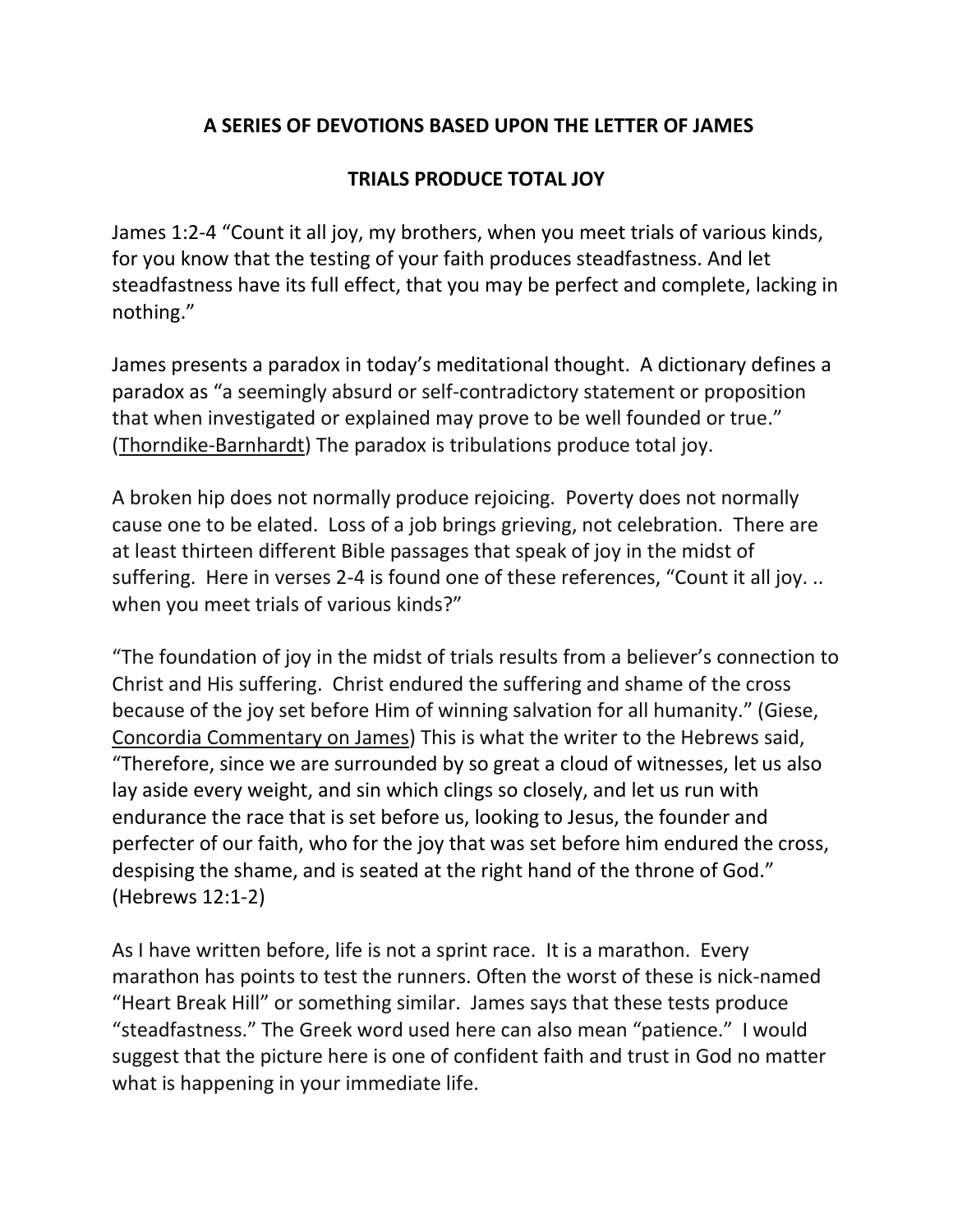## A SERIES OF DEVOTIONS BASED UPON THE LETTER OF JAMES

## TRIALS PRODUCE TOTAL JOY

James 1:2-4 "Count it all joy, my brothers, when you meet trials of various kinds, for you know that the testing of your faith produces steadfastness. And let steadfastness have its full effect, that you may be perfect and complete, lacking in nothing."

James presents a paradox in today's meditational thought. A dictionary defines a paradox as "a seemingly absurd or self-contradictory statement or proposition that when investigated or explained may prove to be well founded or true." (Thorndike-Barnhardt) The paradox is tribulations produce total joy.

A broken hip does not normally produce rejoicing. Poverty does not normally cause one to be elated. Loss of a job brings grieving, not celebration. There are at least thirteen different Bible passages that speak of joy in the midst of suffering. Here in verses 2-4 is found one of these references, "Count it all joy. .. when you meet trials of various kinds?"

"The foundation of joy in the midst of trials results from a believer's connection to Christ and His suffering. Christ endured the suffering and shame of the cross because of the joy set before Him of winning salvation for all humanity." (Giese, Concordia Commentary on James) This is what the writer to the Hebrews said, "Therefore, since we are surrounded by so great a cloud of witnesses, let us also lay aside every weight, and sin which clings so closely, and let us run with endurance the race that is set before us, looking to Jesus, the founder and perfecter of our faith, who for the joy that was set before him endured the cross, despising the shame, and is seated at the right hand of the throne of God." (Hebrews 12:1-2)

As I have written before, life is not a sprint race. It is a marathon. Every marathon has points to test the runners. Often the worst of these is nick-named "Heart Break Hill" or something similar. James says that these tests produce "steadfastness." The Greek word used here can also mean "patience." I would suggest that the picture here is one of confident faith and trust in God no matter what is happening in your immediate life.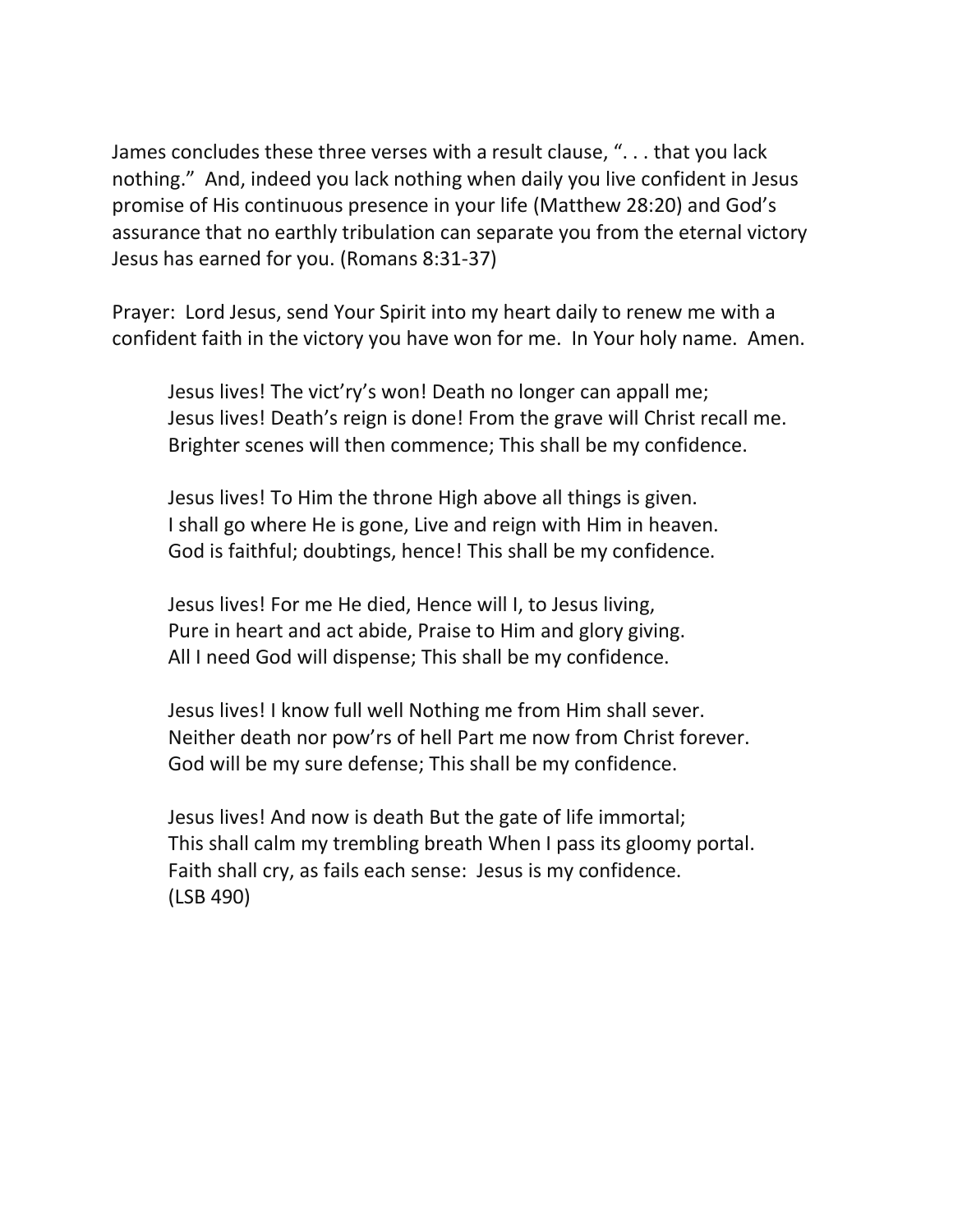James concludes these three verses with a result clause, ". . . that you lack nothing." And, indeed you lack nothing when daily you live confident in Jesus promise of His continuous presence in your life (Matthew 28:20) and God's assurance that no earthly tribulation can separate you from the eternal victory Jesus has earned for you. (Romans 8:31-37)

Prayer: Lord Jesus, send Your Spirit into my heart daily to renew me with a confident faith in the victory you have won for me. In Your holy name. Amen.

> Jesus lives! The vict'ry's won! Death no longer can appall me;
> Jesus lives! Death's reign is done! From the grave will Christ recall me.
> Brighter scenes will then commence; This shall be my confidence.
>
> Jesus lives! To Him the throne High above all things is given.
> I shall go where He is gone, Live and reign with Him in heaven.
> God is faithful; doubtings, hence! This shall be my confidence.
>
> Jesus lives! For me He died, Hence will I, to Jesus living,
> Pure in heart and act abide, Praise to Him and glory giving.
> All I need God will dispense; This shall be my confidence.
>
> Jesus lives! I know full well Nothing me from Him shall sever.
> Neither death nor pow'rs of hell Part me now from Christ forever.
> God will be my sure defense; This shall be my confidence.
>
> Jesus lives! And now is death But the gate of life immortal;
> This shall calm my trembling breath When I pass its gloomy portal.
> Faith shall cry, as fails each sense: Jesus is my confidence.
> (LSB 490)